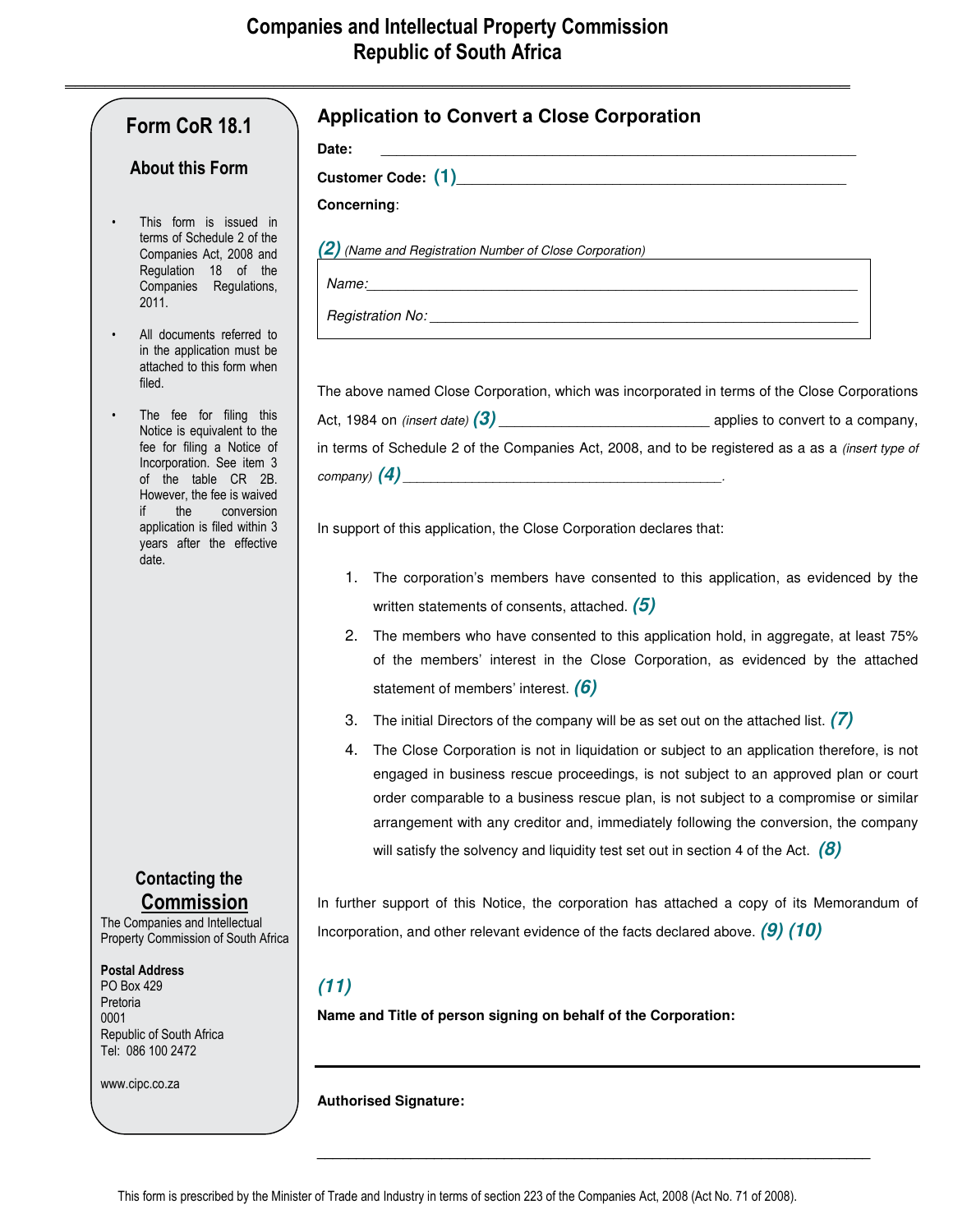# Companies and Intellectual Property Commission
# Republic of South Africa

## Form CoR 18.1

### About this Form

- This form is issued in terms of Schedule 2 of the Companies Act, 2008 and Regulation 18 of the Companies Regulations, 2011.
- All documents referred to in the application must be attached to this form when filed.
- The fee for filing this Notice is equivalent to the fee for filing a Notice of Incorporation. See item 3 of the table CR 2B. However, the fee is waived if the conversion application is filed within 3 years after the effective date.

### Contacting the Commission

The Companies and Intellectual Property Commission of South Africa

**Postal Address**
PO Box 429
Pretoria
0001
Republic of South Africa
Tel: 086 100 2472

www.cipc.co.za

## Application to Convert a Close Corporation

**Date:** ______________________________

**Customer Code:** ***(1)***______________________________

**Concerning**:

***(2)*** *(Name and Registration Number of Close Corporation)*

*Name:*______________________________

*Registration No:* ______________________________

The above named Close Corporation, which was incorporated in terms of the Close Corporations Act, 1984 on *(insert date)* ***(3)*** ______________________ applies to convert to a company, in terms of Schedule 2 of the Companies Act, 2008, and to be registered as a as a *(insert type of company)* ***(4)*** ______________________________.

In support of this application, the Close Corporation declares that:

1. The corporation's members have consented to this application, as evidenced by the written statements of consents, attached. ***(5)***
2. The members who have consented to this application hold, in aggregate, at least 75% of the members' interest in the Close Corporation, as evidenced by the attached statement of members' interest. ***(6)***
3. The initial Directors of the company will be as set out on the attached list. ***(7)***
4. The Close Corporation is not in liquidation or subject to an application therefore, is not engaged in business rescue proceedings, is not subject to an approved plan or court order comparable to a business rescue plan, is not subject to a compromise or similar arrangement with any creditor and, immediately following the conversion, the company will satisfy the solvency and liquidity test set out in section 4 of the Act. ***(8)***

In further support of this Notice, the corporation has attached a copy of its Memorandum of Incorporation, and other relevant evidence of the facts declared above. ***(9) (10)***

***(11)***

**Name and Title of person signing on behalf of the Corporation:**

______________________________

**Authorised Signature:**

______________________________

This form is prescribed by the Minister of Trade and Industry in terms of section 223 of the Companies Act, 2008 (Act No. 71 of 2008).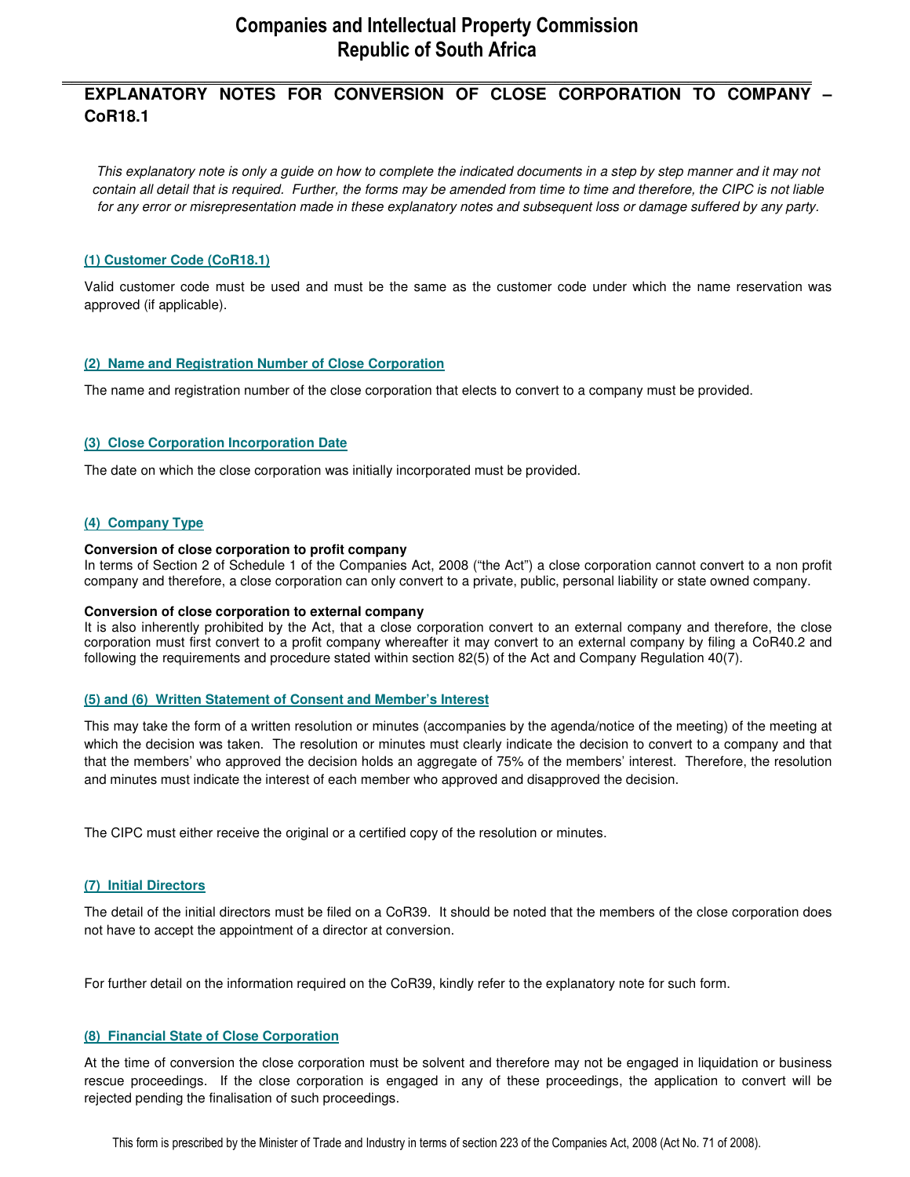# Companies and Intellectual Property Commission
# Republic of South Africa

## EXPLANATORY NOTES FOR CONVERSION OF CLOSE CORPORATION TO COMPANY – CoR18.1

*This explanatory note is only a guide on how to complete the indicated documents in a step by step manner and it may not contain all detail that is required. Further, the forms may be amended from time to time and therefore, the CIPC is not liable for any error or misrepresentation made in these explanatory notes and subsequent loss or damage suffered by any party.*

### (1) Customer Code (CoR18.1)

Valid customer code must be used and must be the same as the customer code under which the name reservation was approved (if applicable).

### (2) Name and Registration Number of Close Corporation

The name and registration number of the close corporation that elects to convert to a company must be provided.

### (3) Close Corporation Incorporation Date

The date on which the close corporation was initially incorporated must be provided.

### (4) Company Type

**Conversion of close corporation to profit company**
In terms of Section 2 of Schedule 1 of the Companies Act, 2008 ("the Act") a close corporation cannot convert to a non profit company and therefore, a close corporation can only convert to a private, public, personal liability or state owned company.

**Conversion of close corporation to external company**
It is also inherently prohibited by the Act, that a close corporation convert to an external company and therefore, the close corporation must first convert to a profit company whereafter it may convert to an external company by filing a CoR40.2 and following the requirements and procedure stated within section 82(5) of the Act and Company Regulation 40(7).

### (5) and (6) Written Statement of Consent and Member's Interest

This may take the form of a written resolution or minutes (accompanies by the agenda/notice of the meeting) of the meeting at which the decision was taken. The resolution or minutes must clearly indicate the decision to convert to a company and that that the members' who approved the decision holds an aggregate of 75% of the members' interest. Therefore, the resolution and minutes must indicate the interest of each member who approved and disapproved the decision.

The CIPC must either receive the original or a certified copy of the resolution or minutes.

### (7) Initial Directors

The detail of the initial directors must be filed on a CoR39. It should be noted that the members of the close corporation does not have to accept the appointment of a director at conversion.

For further detail on the information required on the CoR39, kindly refer to the explanatory note for such form.

### (8) Financial State of Close Corporation

At the time of conversion the close corporation must be solvent and therefore may not be engaged in liquidation or business rescue proceedings. If the close corporation is engaged in any of these proceedings, the application to convert will be rejected pending the finalisation of such proceedings.

This form is prescribed by the Minister of Trade and Industry in terms of section 223 of the Companies Act, 2008 (Act No. 71 of 2008).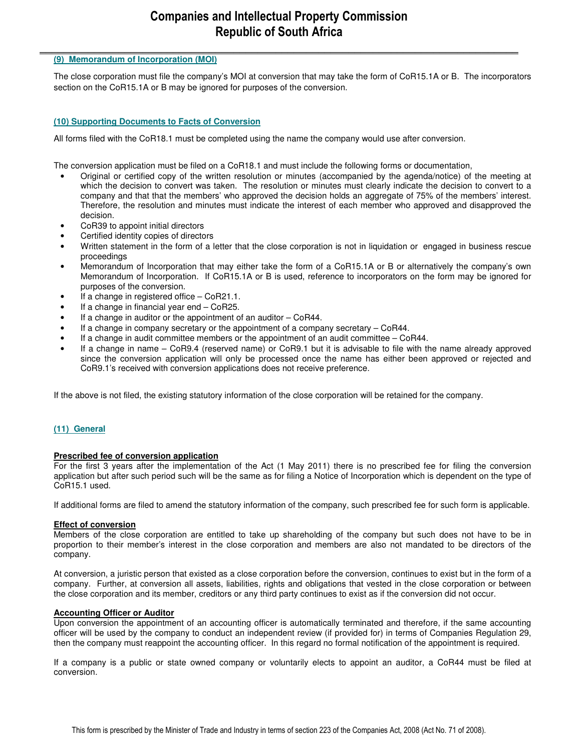## (9) Memorandum of Incorporation (MOI)

The close corporation must file the company's MOI at conversion that may take the form of CoR15.1A or B. The incorporators section on the CoR15.1A or B may be ignored for purposes of the conversion.

## (10) Supporting Documents to Facts of Conversion

All forms filed with the CoR18.1 must be completed using the name the company would use after conversion.

The conversion application must be filed on a CoR18.1 and must include the following forms or documentation,

- Original or certified copy of the written resolution or minutes (accompanied by the agenda/notice) of the meeting at which the decision to convert was taken. The resolution or minutes must clearly indicate the decision to convert to a company and that that the members' who approved the decision holds an aggregate of 75% of the members' interest. Therefore, the resolution and minutes must indicate the interest of each member who approved and disapproved the decision.
- CoR39 to appoint initial directors
- Certified identity copies of directors
- Written statement in the form of a letter that the close corporation is not in liquidation or engaged in business rescue proceedings
- Memorandum of Incorporation that may either take the form of a CoR15.1A or B or alternatively the company's own Memorandum of Incorporation. If CoR15.1A or B is used, reference to incorporators on the form may be ignored for purposes of the conversion.
- If a change in registered office – CoR21.1.
- If a change in financial year end – CoR25.
- If a change in auditor or the appointment of an auditor – CoR44.
- If a change in company secretary or the appointment of a company secretary – CoR44.
- If a change in audit committee members or the appointment of an audit committee – CoR44.
- If a change in name – CoR9.4 (reserved name) or CoR9.1 but it is advisable to file with the name already approved since the conversion application will only be processed once the name has either been approved or rejected and CoR9.1's received with conversion applications does not receive preference.

If the above is not filed, the existing statutory information of the close corporation will be retained for the company.

## (11) General

**Prescribed fee of conversion application**

For the first 3 years after the implementation of the Act (1 May 2011) there is no prescribed fee for filing the conversion application but after such period such will be the same as for filing a Notice of Incorporation which is dependent on the type of CoR15.1 used.

If additional forms are filed to amend the statutory information of the company, such prescribed fee for such form is applicable.

**Effect of conversion**

Members of the close corporation are entitled to take up shareholding of the company but such does not have to be in proportion to their member's interest in the close corporation and members are also not mandated to be directors of the company.

At conversion, a juristic person that existed as a close corporation before the conversion, continues to exist but in the form of a company. Further, at conversion all assets, liabilities, rights and obligations that vested in the close corporation or between the close corporation and its member, creditors or any third party continues to exist as if the conversion did not occur.

**Accounting Officer or Auditor**

Upon conversion the appointment of an accounting officer is automatically terminated and therefore, if the same accounting officer will be used by the company to conduct an independent review (if provided for) in terms of Companies Regulation 29, then the company must reappoint the accounting officer. In this regard no formal notification of the appointment is required.

If a company is a public or state owned company or voluntarily elects to appoint an auditor, a CoR44 must be filed at conversion.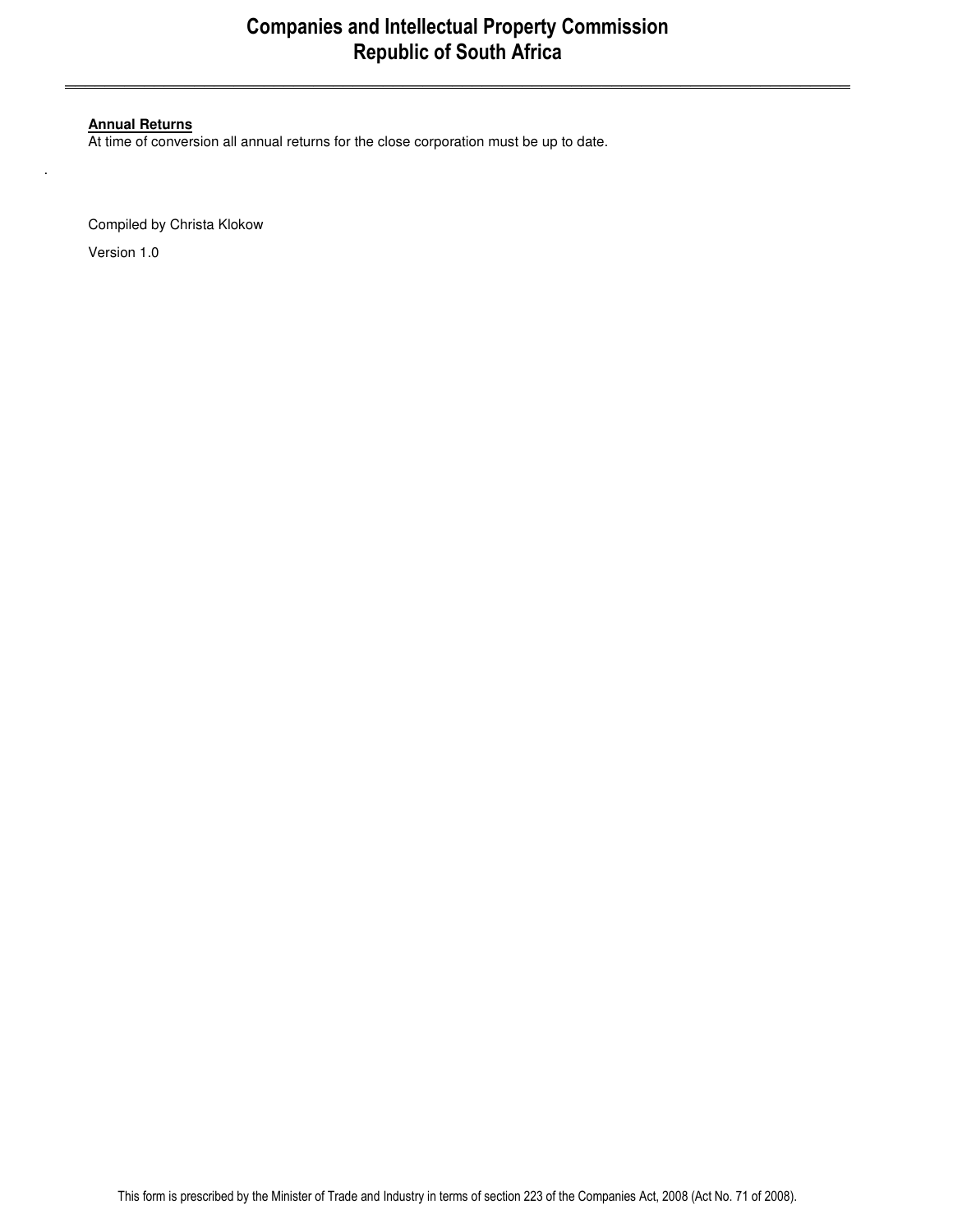**Annual Returns**
At time of conversion all annual returns for the close corporation must be up to date.

Compiled by Christa Klokow

Version 1.0

This form is prescribed by the Minister of Trade and Industry in terms of section 223 of the Companies Act, 2008 (Act No. 71 of 2008).